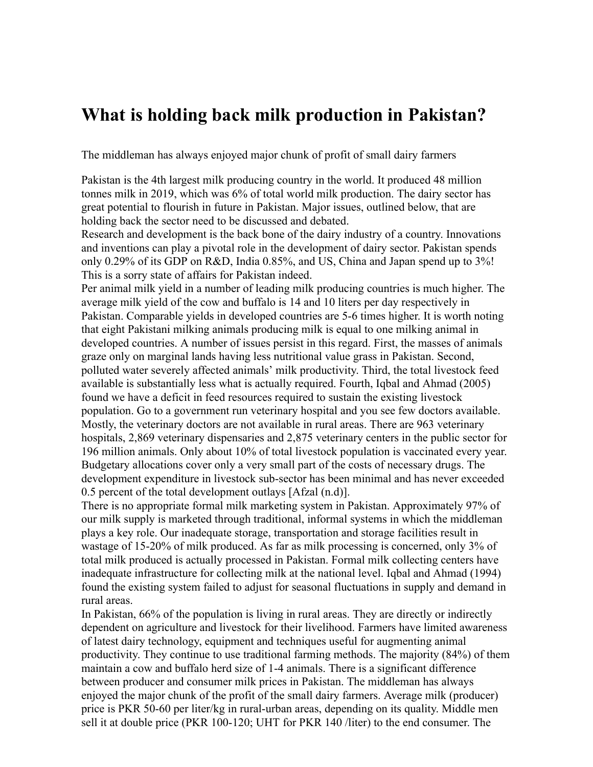# What is holding back milk production in Pakistan?

The middleman has always enjoyed major chunk of profit of small dairy farmers

Pakistan is the 4th largest milk producing country in the world. It produced 48 million tonnes milk in 2019, which was 6% of total world milk production. The dairy sector has great potential to flourish in future in Pakistan. Major issues, outlined below, that are holding back the sector need to be discussed and debated.

Research and development is the back bone of the dairy industry of a country. Innovations and inventions can play a pivotal role in the development of dairy sector. Pakistan spends only 0.29% of its GDP on R&D, India 0.85%, and US, China and Japan spend up to 3%! This is a sorry state of affairs for Pakistan indeed.

Per animal milk yield in a number of leading milk producing countries is much higher. The average milk yield of the cow and buffalo is 14 and 10 liters per day respectively in Pakistan. Comparable yields in developed countries are 5-6 times higher. It is worth noting that eight Pakistani milking animals producing milk is equal to one milking animal in developed countries. A number of issues persist in this regard. First, the masses of animals graze only on marginal lands having less nutritional value grass in Pakistan. Second, polluted water severely affected animals' milk productivity. Third, the total livestock feed available is substantially less what is actually required. Fourth, Iqbal and Ahmad (2005) found we have a deficit in feed resources required to sustain the existing livestock population. Go to a government run veterinary hospital and you see few doctors available. Mostly, the veterinary doctors are not available in rural areas. There are 963 veterinary hospitals, 2,869 veterinary dispensaries and 2,875 veterinary centers in the public sector for 196 million animals. Only about 10% of total livestock population is vaccinated every year. Budgetary allocations cover only a very small part of the costs of necessary drugs. The development expenditure in livestock sub-sector has been minimal and has never exceeded 0.5 percent of the total development outlays [Afzal (n.d)].

There is no appropriate formal milk marketing system in Pakistan. Approximately 97% of our milk supply is marketed through traditional, informal systems in which the middleman plays a key role. Our inadequate storage, transportation and storage facilities result in wastage of 15-20% of milk produced. As far as milk processing is concerned, only 3% of total milk produced is actually processed in Pakistan. Formal milk collecting centers have inadequate infrastructure for collecting milk at the national level. Iqbal and Ahmad (1994) found the existing system failed to adjust for seasonal fluctuations in supply and demand in rural areas.

In Pakistan, 66% of the population is living in rural areas. They are directly or indirectly dependent on agriculture and livestock for their livelihood. Farmers have limited awareness of latest dairy technology, equipment and techniques useful for augmenting animal productivity. They continue to use traditional farming methods. The majority (84%) of them maintain a cow and buffalo herd size of 1-4 animals. There is a significant difference between producer and consumer milk prices in Pakistan. The middleman has always enjoyed the major chunk of the profit of the small dairy farmers. Average milk (producer) price is PKR 50-60 per liter/kg in rural-urban areas, depending on its quality. Middle men sell it at double price (PKR 100-120; UHT for PKR 140 /liter) to the end consumer. The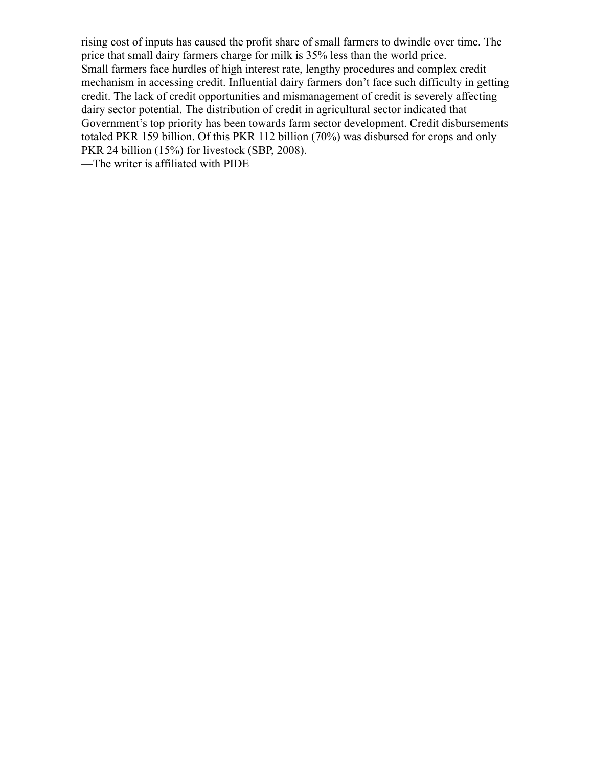rising cost of inputs has caused the profit share of small farmers to dwindle over time. The price that small dairy farmers charge for milk is 35% less than the world price.

Small farmers face hurdles of high interest rate, lengthy procedures and complex credit mechanism in accessing credit. Influential dairy farmers don't face such difficulty in getting credit. The lack of credit opportunities and mismanagement of credit is severely affecting dairy sector potential. The distribution of credit in agricultural sector indicated that Government's top priority has been towards farm sector development. Credit disbursements totaled PKR 159 billion. Of this PKR 112 billion (70%) was disbursed for crops and only PKR 24 billion (15%) for livestock (SBP, 2008).

—The writer is affiliated with PIDE